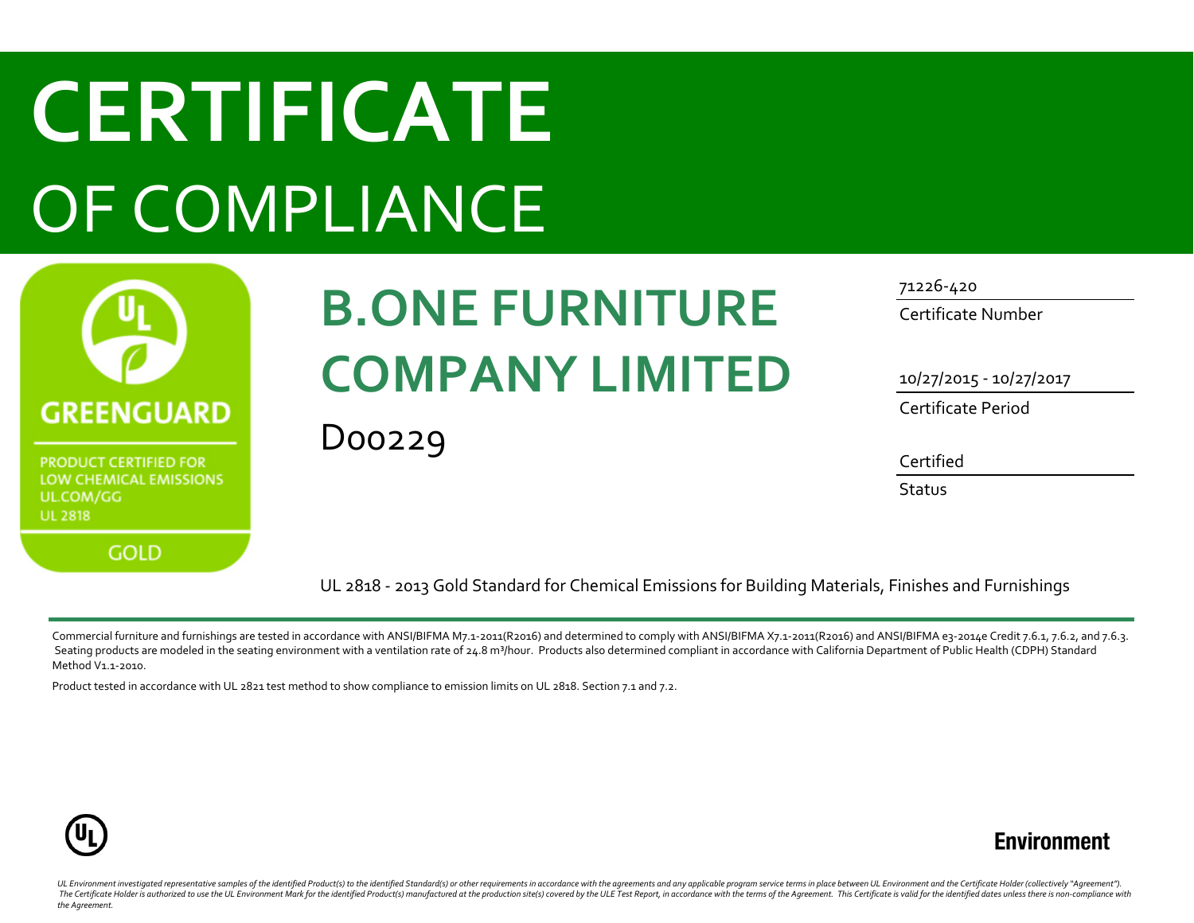# CERTIFICATE

# OF COMPLIANCE

GREENGUARD

PRODUCT CERTIFIED FOR LOW CHEMICAL EMISSIONS
UL.COM/GG
UL 2818

GOLD

## B.ONE FURNITURE COMPANY LIMITED

D00229

71226-420
Certificate Number

10/27/2015 - 10/27/2017
Certificate Period

Certified
Status

UL 2818 - 2013 Gold Standard for Chemical Emissions for Building Materials, Finishes and Furnishings

Commercial furniture and furnishings are tested in accordance with ANSI/BIFMA M7.1-2011(R2016) and determined to comply with ANSI/BIFMA X7.1-2011(R2016) and ANSI/BIFMA e3-2014e Credit 7.6.1, 7.6.2, and 7.6.3. Seating products are modeled in the seating environment with a ventilation rate of 24.8 $m^3$/hour. Products also determined compliant in accordance with California Department of Public Health (CDPH) Standard Method V1.1-2010.

Product tested in accordance with UL 2821 test method to show compliance to emission limits on UL 2818. Section 7.1 and 7.2.

Environment

*UL Environment investigated representative samples of the identified Product(s) to the identified Standard(s) or other requirements in accordance with the agreements and any applicable program service terms in place between UL Environment and the Certificate Holder (collectively "Agreement"). The Certificate Holder is authorized to use the UL Environment Mark for the identified Product(s) manufactured at the production site(s) covered by the ULE Test Report, in accordance with the terms of the Agreement. This Certificate is valid for the identified dates unless there is non-compliance with the Agreement.*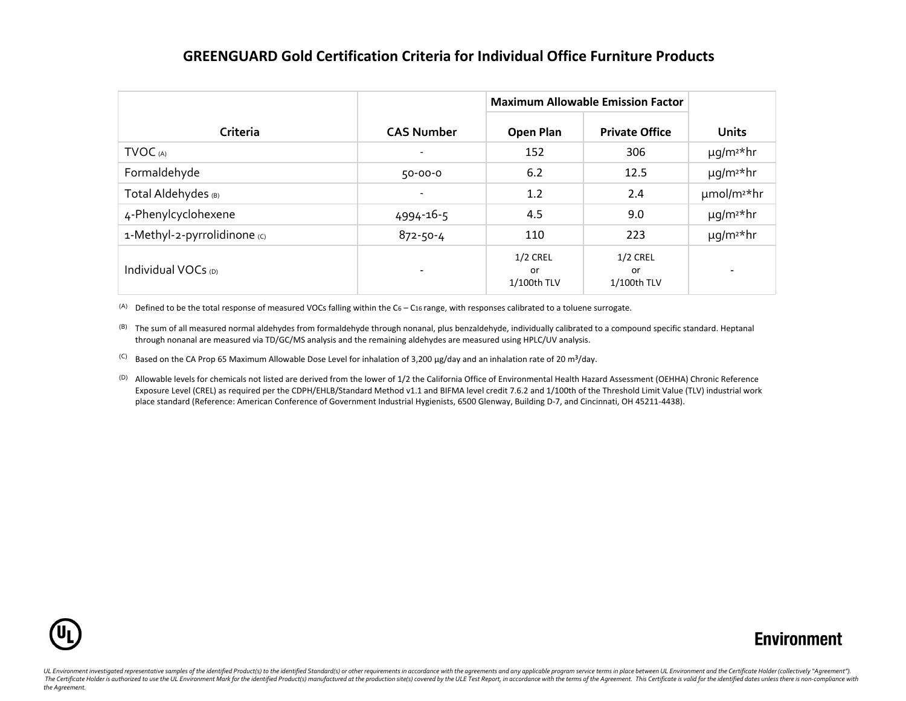## GREENGUARD Gold Certification Criteria for Individual Office Furniture Products

| Criteria | CAS Number | Maximum Allowable Emission Factor | | Units |
|---|---|---|---|---|
| | | Open Plan | Private Office | |
| TVOC (A) | - | 152 | 306 | μg/m²*hr |
| Formaldehyde | 50-00-0 | 6.2 | 12.5 | μg/m²*hr |
| Total Aldehydes (B) | - | 1.2 | 2.4 | μmol/m²*hr |
| 4-Phenylcyclohexene | 4994-16-5 | 4.5 | 9.0 | μg/m²*hr |
| 1-Methyl-2-pyrrolidinone (C) | 872-50-4 | 110 | 223 | μg/m²*hr |
| Individual VOCs (D) | - | 1/2 CREL or 1/100th TLV | 1/2 CREL or 1/100th TLV | - |

(A) Defined to be the total response of measured VOCs falling within the $C_6$ – $C_{16}$ range, with responses calibrated to a toluene surrogate.

(B) The sum of all measured normal aldehydes from formaldehyde through nonanal, plus benzaldehyde, individually calibrated to a compound specific standard. Heptanal through nonanal are measured via TD/GC/MS analysis and the remaining aldehydes are measured using HPLC/UV analysis.

(C) Based on the CA Prop 65 Maximum Allowable Dose Level for inhalation of 3,200 μg/day and an inhalation rate of 20 $m^3$/day.

(D) Allowable levels for chemicals not listed are derived from the lower of 1/2 the California Office of Environmental Health Hazard Assessment (OEHHA) Chronic Reference Exposure Level (CREL) as required per the CDPH/EHLB/Standard Method v1.1 and BIFMA level credit 7.6.2 and 1/100th of the Threshold Limit Value (TLV) industrial work place standard (Reference: American Conference of Government Industrial Hygienists, 6500 Glenway, Building D-7, and Cincinnati, OH 45211-4438).

Environment

*UL Environment investigated representative samples of the identified Product(s) to the identified Standard(s) or other requirements in accordance with the agreements and any applicable program service terms in place between UL Environment and the Certificate Holder (collectively "Agreement"). The Certificate Holder is authorized to use the UL Environment Mark for the identified Product(s) manufactured at the production site(s) covered by the ULE Test Report, in accordance with the terms of the Agreement. This Certificate is valid for the identified dates unless there is non-compliance with the Agreement.*